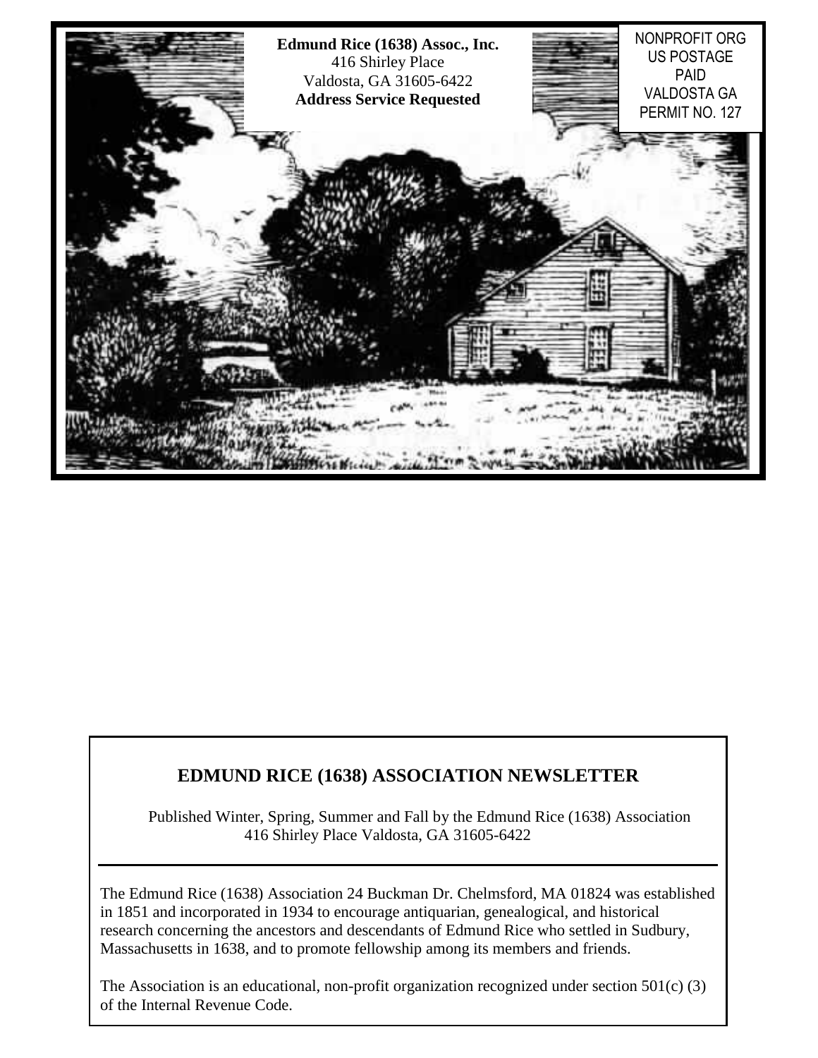**Edmund Rice (1638) Assoc., Inc.**
416 Shirley Place
Valdosta, GA 31605-6422
**Address Service Requested**

NONPROFIT ORG
US POSTAGE
PAID
VALDOSTA GA
PERMIT NO. 127

## EDMUND RICE (1638) ASSOCIATION NEWSLETTER

Published Winter, Spring, Summer and Fall by the Edmund Rice (1638) Association
416 Shirley Place Valdosta, GA 31605-6422

---

The Edmund Rice (1638) Association 24 Buckman Dr. Chelmsford, MA 01824 was established in 1851 and incorporated in 1934 to encourage antiquarian, genealogical, and historical research concerning the ancestors and descendants of Edmund Rice who settled in Sudbury, Massachusetts in 1638, and to promote fellowship among its members and friends.

The Association is an educational, non-profit organization recognized under section 501(c) (3) of the Internal Revenue Code.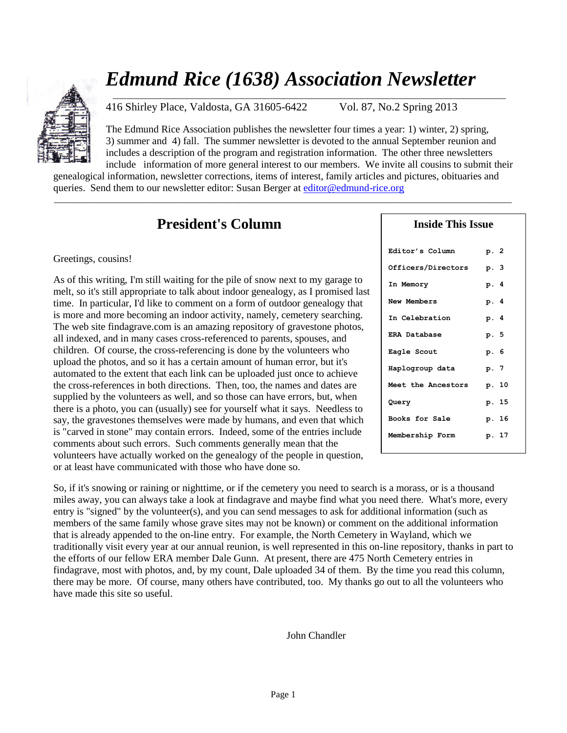# *Edmund Rice (1638) Association Newsletter*

416 Shirley Place, Valdosta, GA 31605-6422 Vol. 87, No.2 Spring 2013

The Edmund Rice Association publishes the newsletter four times a year: 1) winter, 2) spring, 3) summer and 4) fall. The summer newsletter is devoted to the annual September reunion and includes a description of the program and registration information. The other three newsletters include information of more general interest to our members. We invite all cousins to submit their genealogical information, newsletter corrections, items of interest, family articles and pictures, obituaries and queries. Send them to our newsletter editor: Susan Berger at editor@edmund-rice.org

## President's Column

Greetings, cousins!

As of this writing, I'm still waiting for the pile of snow next to my garage to melt, so it's still appropriate to talk about indoor genealogy, as I promised last time. In particular, I'd like to comment on a form of outdoor genealogy that is more and more becoming an indoor activity, namely, cemetery searching. The web site findagrave.com is an amazing repository of gravestone photos, all indexed, and in many cases cross-referenced to parents, spouses, and children. Of course, the cross-referencing is done by the volunteers who upload the photos, and so it has a certain amount of human error, but it's automated to the extent that each link can be uploaded just once to achieve the cross-references in both directions. Then, too, the names and dates are supplied by the volunteers as well, and so those can have errors, but, when there is a photo, you can (usually) see for yourself what it says. Needless to say, the gravestones themselves were made by humans, and even that which is "carved in stone" may contain errors. Indeed, some of the entries include comments about such errors. Such comments generally mean that the volunteers have actually worked on the genealogy of the people in question, or at least have communicated with those who have done so.

So, if it's snowing or raining or nighttime, or if the cemetery you need to search is a morass, or is a thousand miles away, you can always take a look at findagrave and maybe find what you need there. What's more, every entry is "signed" by the volunteer(s), and you can send messages to ask for additional information (such as members of the same family whose grave sites may not be known) or comment on the additional information that is already appended to the on-line entry. For example, the North Cemetery in Wayland, which we traditionally visit every year at our annual reunion, is well represented in this on-line repository, thanks in part to the efforts of our fellow ERA member Dale Gunn. At present, there are 475 North Cemetery entries in findagrave, most with photos, and, by my count, Dale uploaded 34 of them. By the time you read this column, there may be more. Of course, many others have contributed, too. My thanks go out to all the volunteers who have made this site so useful.

John Chandler

### Inside This Issue

| | |
|---|---|
| Editor's Column | p. 2 |
| Officers/Directors | p. 3 |
| In Memory | p. 4 |
| New Members | p. 4 |
| In Celebration | p. 4 |
| ERA Database | p. 5 |
| Eagle Scout | p. 6 |
| Haplogroup data | p. 7 |
| Meet the Ancestors | p. 10 |
| Query | p. 15 |
| Books for Sale | p. 16 |
| Membership Form | p. 17 |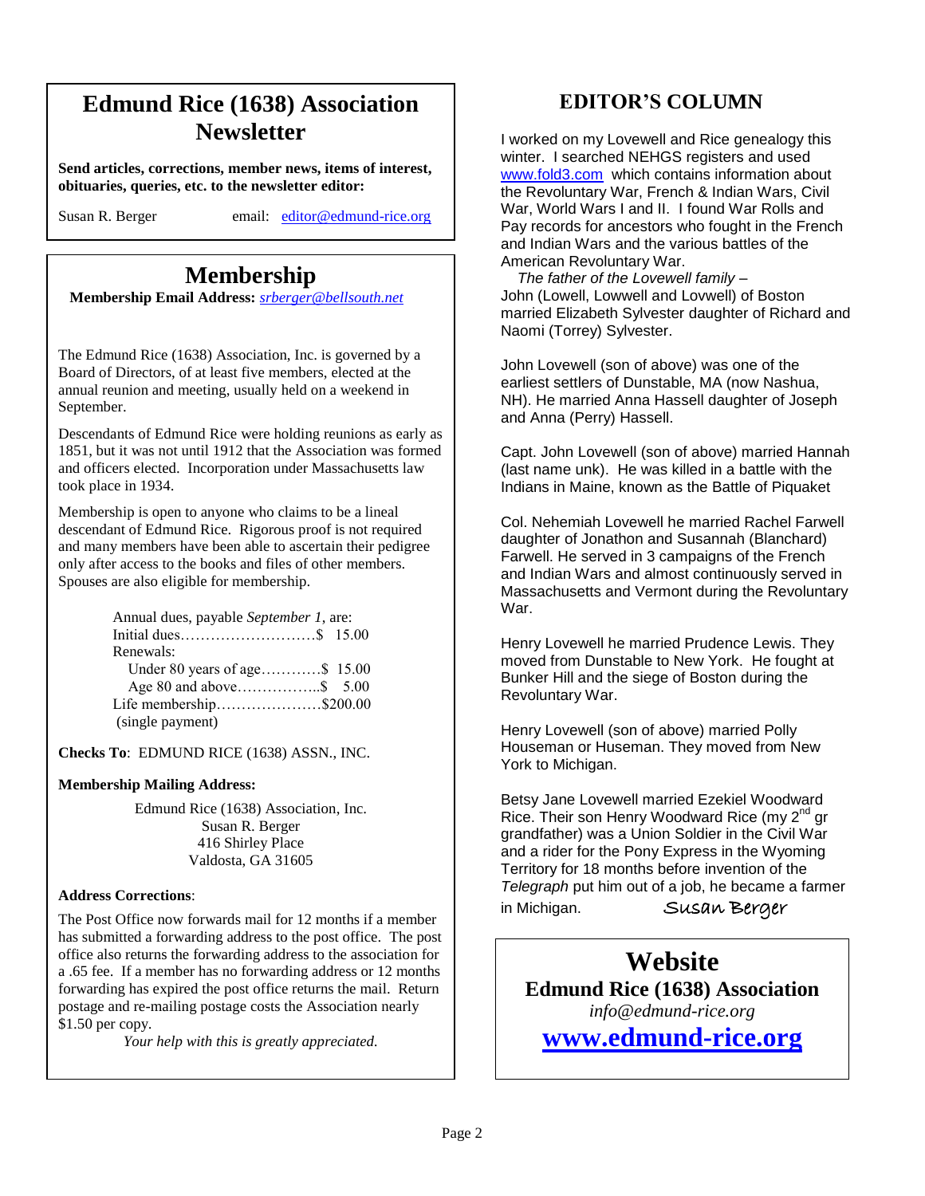## Edmund Rice (1638) Association Newsletter

**Send articles, corrections, member news, items of interest, obituaries, queries, etc. to the newsletter editor:**

Susan R. Berger email: editor@edmund-rice.org

## Membership

**Membership Email Address:** *srberger@bellsouth.net*

The Edmund Rice (1638) Association, Inc. is governed by a Board of Directors, of at least five members, elected at the annual reunion and meeting, usually held on a weekend in September.

Descendants of Edmund Rice were holding reunions as early as 1851, but it was not until 1912 that the Association was formed and officers elected. Incorporation under Massachusetts law took place in 1934.

Membership is open to anyone who claims to be a lineal descendant of Edmund Rice. Rigorous proof is not required and many members have been able to ascertain their pedigree only after access to the books and files of other members. Spouses are also eligible for membership.

Annual dues, payable *September 1*, are:

| | |
|---|---|
| Initial dues | $ 15.00 |
| Renewals: | |
| Under 80 years of age | $ 15.00 |
| Age 80 and above | $ 5.00 |
| Life membership (single payment) | $200.00 |

**Checks To**: EDMUND RICE (1638) ASSN., INC.

**Membership Mailing Address:**

Edmund Rice (1638) Association, Inc.
Susan R. Berger
416 Shirley Place
Valdosta, GA 31605

**Address Corrections**:

The Post Office now forwards mail for 12 months if a member has submitted a forwarding address to the post office. The post office also returns the forwarding address to the association for a .65 fee. If a member has no forwarding address or 12 months forwarding has expired the post office returns the mail. Return postage and re-mailing postage costs the Association nearly $1.50 per copy.

*Your help with this is greatly appreciated.*

## EDITOR'S COLUMN

I worked on my Lovewell and Rice genealogy this winter. I searched NEHGS registers and used www.fold3.com which contains information about the Revolutionary War, French & Indian Wars, Civil War, World Wars I and II. I found War Rolls and Pay records for ancestors who fought in the French and Indian Wars and the various battles of the American Revolutionary War.

*The father of the Lovewell family* – John (Lowell, Lowwell and Lovwell) of Boston married Elizabeth Sylvester daughter of Richard and Naomi (Torrey) Sylvester.

John Lovewell (son of above) was one of the earliest settlers of Dunstable, MA (now Nashua, NH). He married Anna Hassell daughter of Joseph and Anna (Perry) Hassell.

Capt. John Lovewell (son of above) married Hannah (last name unk). He was killed in a battle with the Indians in Maine, known as the Battle of Piquaket

Col. Nehemiah Lovewell he married Rachel Farwell daughter of Jonathon and Susannah (Blanchard) Farwell. He served in 3 campaigns of the French and Indian Wars and almost continuously served in Massachusetts and Vermont during the Revolutionary War.

Henry Lovewell he married Prudence Lewis. They moved from Dunstable to New York. He fought at Bunker Hill and the siege of Boston during the Revolutionary War.

Henry Lovewell (son of above) married Polly Houseman or Huseman. They moved from New York to Michigan.

Betsy Jane Lovewell married Ezekiel Woodward Rice. Their son Henry Woodward Rice (my 2nd gr grandfather) was a Union Soldier in the Civil War and a rider for the Pony Express in the Wyoming Territory for 18 months before invention of the *Telegraph* put him out of a job, he became a farmer in Michigan.

Susan Berger

## Website

**Edmund Rice (1638) Association**

*info@edmund-rice.org*

**www.edmund-rice.org**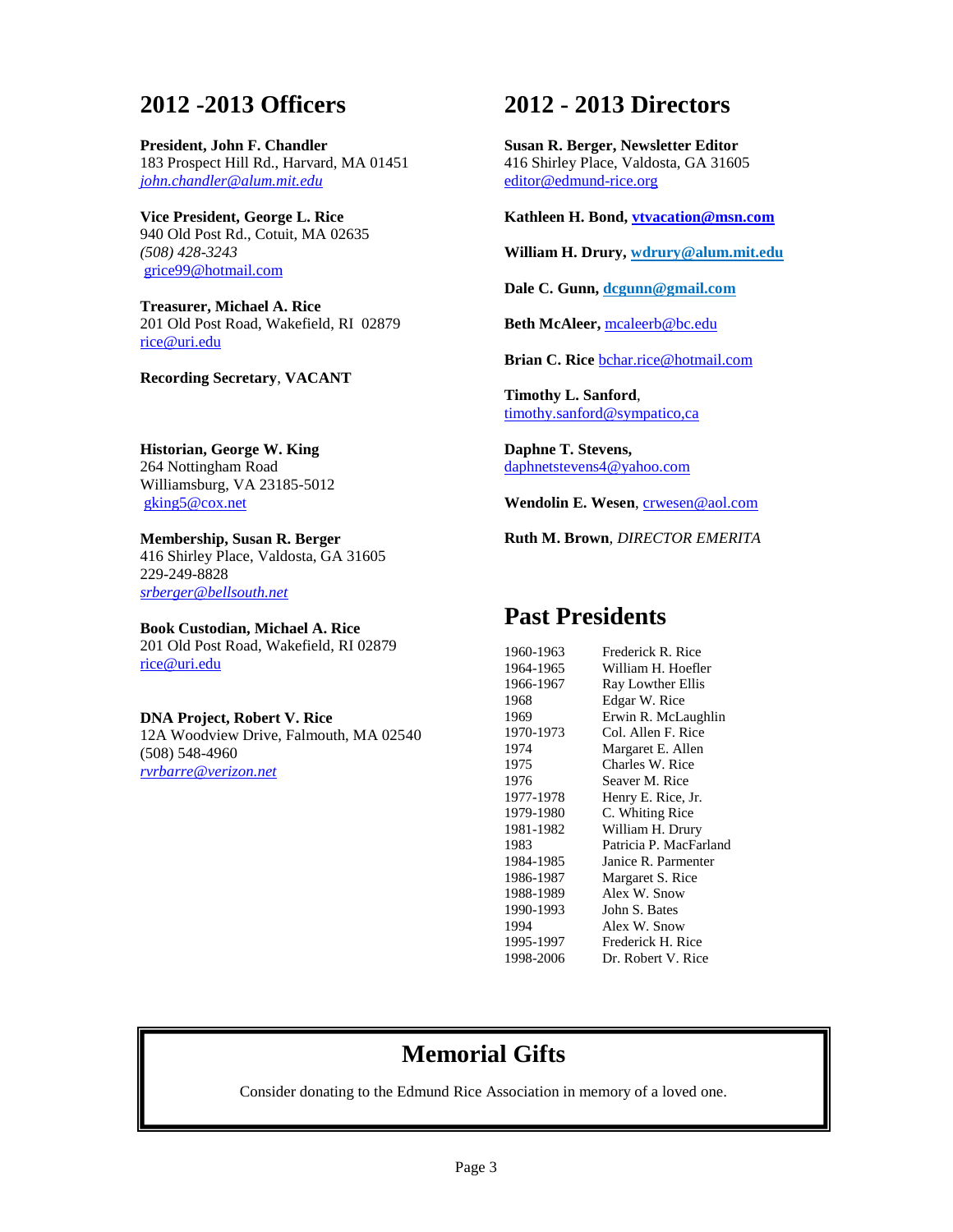## 2012 -2013 Officers

**President, John F. Chandler**
183 Prospect Hill Rd., Harvard, MA 01451
*john.chandler@alum.mit.edu*

**Vice President, George L. Rice**
940 Old Post Rd., Cotuit, MA 02635
*(508) 428-3243*
grice99@hotmail.com

**Treasurer, Michael A. Rice**
201 Old Post Road, Wakefield, RI 02879
rice@uri.edu

**Recording Secretary**, **VACANT**

**Historian, George W. King**
264 Nottingham Road
Williamsburg, VA 23185-5012
gking5@cox.net

**Membership, Susan R. Berger**
416 Shirley Place, Valdosta, GA 31605
229-249-8828
*srberger@bellsouth.net*

**Book Custodian, Michael A. Rice**
201 Old Post Road, Wakefield, RI 02879
rice@uri.edu

**DNA Project, Robert V. Rice**
12A Woodview Drive, Falmouth, MA 02540
(508) 548-4960
*rvrbarre@verizon.net*

## 2012 - 2013 Directors

**Susan R. Berger, Newsletter Editor**
416 Shirley Place, Valdosta, GA 31605
editor@edmund-rice.org

**Kathleen H. Bond, vtvacation@msn.com**

**William H. Drury, wdrury@alum.mit.edu**

**Dale C. Gunn, dcgunn@gmail.com**

**Beth McAleer,** mcaleerb@bc.edu

**Brian C. Rice** bchar.rice@hotmail.com

**Timothy L. Sanford**,
timothy.sanford@sympatico,ca

**Daphne T. Stevens,**
daphnetstevens4@yahoo.com

**Wendolin E. Wesen**, crwesen@aol.com

**Ruth M. Brown**, *DIRECTOR EMERITA*

## Past Presidents

| | |
|---|---|
| 1960-1963 | Frederick R. Rice |
| 1964-1965 | William H. Hoefler |
| 1966-1967 | Ray Lowther Ellis |
| 1968 | Edgar W. Rice |
| 1969 | Erwin R. McLaughlin |
| 1970-1973 | Col. Allen F. Rice |
| 1974 | Margaret E. Allen |
| 1975 | Charles W. Rice |
| 1976 | Seaver M. Rice |
| 1977-1978 | Henry E. Rice, Jr. |
| 1979-1980 | C. Whiting Rice |
| 1981-1982 | William H. Drury |
| 1983 | Patricia P. MacFarland |
| 1984-1985 | Janice R. Parmenter |
| 1986-1987 | Margaret S. Rice |
| 1988-1989 | Alex W. Snow |
| 1990-1993 | John S. Bates |
| 1994 | Alex W. Snow |
| 1995-1997 | Frederick H. Rice |
| 1998-2006 | Dr. Robert V. Rice |

## Memorial Gifts

Consider donating to the Edmund Rice Association in memory of a loved one.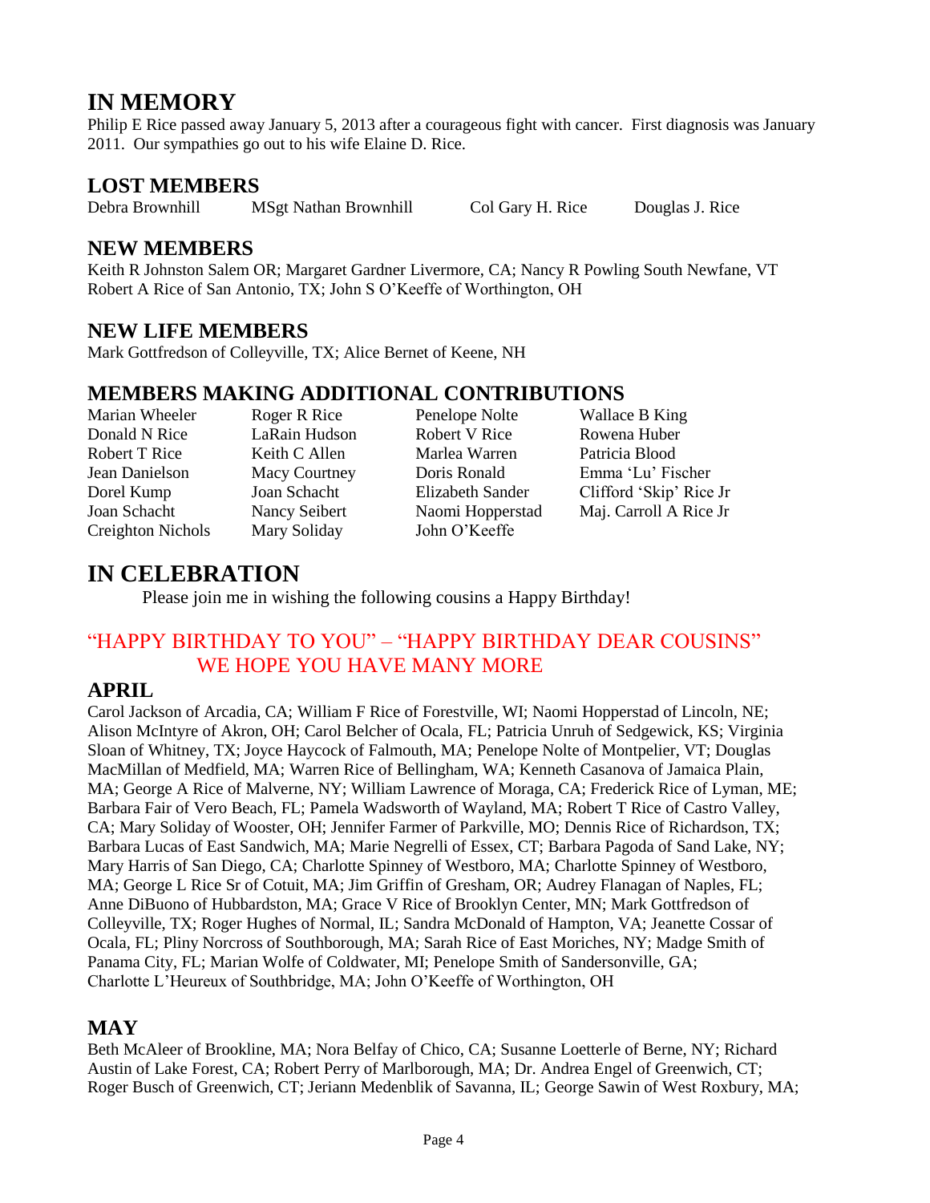# IN MEMORY

Philip E Rice passed away January 5, 2013 after a courageous fight with cancer. First diagnosis was January 2011. Our sympathies go out to his wife Elaine D. Rice.

## LOST MEMBERS

Debra Brownhill MSgt Nathan Brownhill Col Gary H. Rice Douglas J. Rice

## NEW MEMBERS

Keith R Johnston Salem OR; Margaret Gardner Livermore, CA; Nancy R Powling South Newfane, VT
Robert A Rice of San Antonio, TX; John S O'Keeffe of Worthington, OH

## NEW LIFE MEMBERS

Mark Gottfredson of Colleyville, TX; Alice Bernet of Keene, NH

## MEMBERS MAKING ADDITIONAL CONTRIBUTIONS

| | | | |
|---|---|---|---|
| Marian Wheeler | Roger R Rice | Penelope Nolte | Wallace B King |
| Donald N Rice | LaRain Hudson | Robert V Rice | Rowena Huber |
| Robert T Rice | Keith C Allen | Marlea Warren | Patricia Blood |
| Jean Danielson | Macy Courtney | Doris Ronald | Emma 'Lu' Fischer |
| Dorel Kump | Joan Schacht | Elizabeth Sander | Clifford 'Skip' Rice Jr |
| Joan Schacht | Nancy Seibert | Naomi Hopperstad | Maj. Carroll A Rice Jr |
| Creighton Nichols | Mary Soliday | John O'Keeffe | |

# IN CELEBRATION

Please join me in wishing the following cousins a Happy Birthday!

## "HAPPY BIRTHDAY TO YOU" – "HAPPY BIRTHDAY DEAR COUSINS" WE HOPE YOU HAVE MANY MORE

## APRIL

Carol Jackson of Arcadia, CA; William F Rice of Forestville, WI; Naomi Hopperstad of Lincoln, NE; Alison McIntyre of Akron, OH; Carol Belcher of Ocala, FL; Patricia Unruh of Sedgewick, KS; Virginia Sloan of Whitney, TX; Joyce Haycock of Falmouth, MA; Penelope Nolte of Montpelier, VT; Douglas MacMillan of Medfield, MA; Warren Rice of Bellingham, WA; Kenneth Casanova of Jamaica Plain, MA; George A Rice of Malverne, NY; William Lawrence of Moraga, CA; Frederick Rice of Lyman, ME; Barbara Fair of Vero Beach, FL; Pamela Wadsworth of Wayland, MA; Robert T Rice of Castro Valley, CA; Mary Soliday of Wooster, OH; Jennifer Farmer of Parkville, MO; Dennis Rice of Richardson, TX; Barbara Lucas of East Sandwich, MA; Marie Negrelli of Essex, CT; Barbara Pagoda of Sand Lake, NY; Mary Harris of San Diego, CA; Charlotte Spinney of Westboro, MA; Charlotte Spinney of Westboro, MA; George L Rice Sr of Cotuit, MA; Jim Griffin of Gresham, OR; Audrey Flanagan of Naples, FL; Anne DiBuono of Hubbardston, MA; Grace V Rice of Brooklyn Center, MN; Mark Gottfredson of Colleyville, TX; Roger Hughes of Normal, IL; Sandra McDonald of Hampton, VA; Jeanette Cossar of Ocala, FL; Pliny Norcross of Southborough, MA; Sarah Rice of East Moriches, NY; Madge Smith of Panama City, FL; Marian Wolfe of Coldwater, MI; Penelope Smith of Sandersonville, GA; Charlotte L'Heureux of Southbridge, MA; John O'Keeffe of Worthington, OH

## MAY

Beth McAleer of Brookline, MA; Nora Belfay of Chico, CA; Susanne Loetterle of Berne, NY; Richard Austin of Lake Forest, CA; Robert Perry of Marlborough, MA; Dr. Andrea Engel of Greenwich, CT; Roger Busch of Greenwich, CT; Jeriann Medenblik of Savanna, IL; George Sawin of West Roxbury, MA;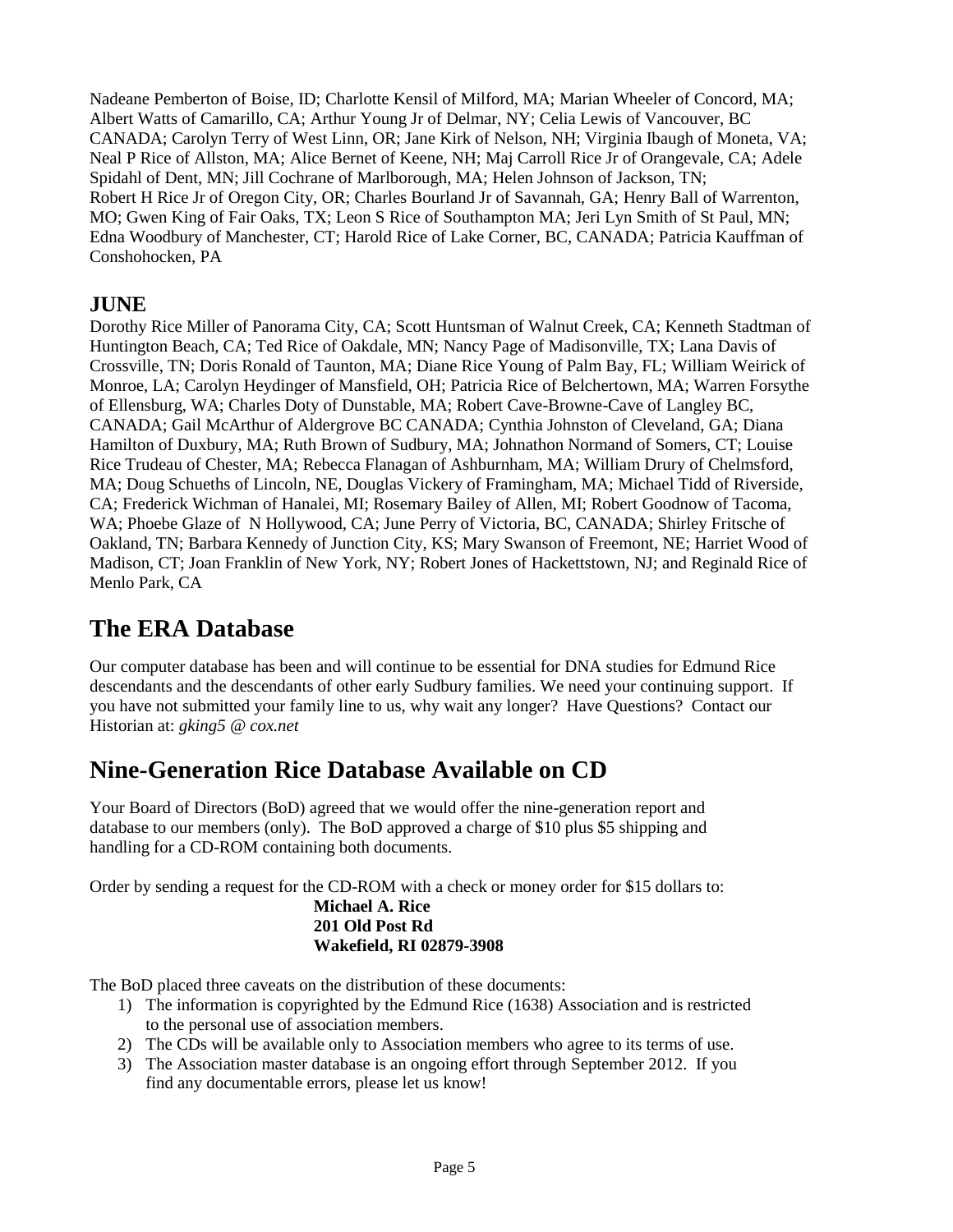Nadeane Pemberton of Boise, ID; Charlotte Kensil of Milford, MA; Marian Wheeler of Concord, MA; Albert Watts of Camarillo, CA; Arthur Young Jr of Delmar, NY; Celia Lewis of Vancouver, BC CANADA; Carolyn Terry of West Linn, OR; Jane Kirk of Nelson, NH; Virginia Ibaugh of Moneta, VA; Neal P Rice of Allston, MA; Alice Bernet of Keene, NH; Maj Carroll Rice Jr of Orangevale, CA; Adele Spidahl of Dent, MN; Jill Cochrane of Marlborough, MA; Helen Johnson of Jackson, TN; Robert H Rice Jr of Oregon City, OR; Charles Bourland Jr of Savannah, GA; Henry Ball of Warrenton, MO; Gwen King of Fair Oaks, TX; Leon S Rice of Southampton MA; Jeri Lyn Smith of St Paul, MN; Edna Woodbury of Manchester, CT; Harold Rice of Lake Corner, BC, CANADA; Patricia Kauffman of Conshohocken, PA

## JUNE

Dorothy Rice Miller of Panorama City, CA; Scott Huntsman of Walnut Creek, CA; Kenneth Stadtman of Huntington Beach, CA; Ted Rice of Oakdale, MN; Nancy Page of Madisonville, TX; Lana Davis of Crossville, TN; Doris Ronald of Taunton, MA; Diane Rice Young of Palm Bay, FL; William Weirick of Monroe, LA; Carolyn Heydinger of Mansfield, OH; Patricia Rice of Belchertown, MA; Warren Forsythe of Ellensburg, WA; Charles Doty of Dunstable, MA; Robert Cave-Browne-Cave of Langley BC, CANADA; Gail McArthur of Aldergrove BC CANADA; Cynthia Johnston of Cleveland, GA; Diana Hamilton of Duxbury, MA; Ruth Brown of Sudbury, MA; Johnathon Normand of Somers, CT; Louise Rice Trudeau of Chester, MA; Rebecca Flanagan of Ashburnham, MA; William Drury of Chelmsford, MA; Doug Schueths of Lincoln, NE, Douglas Vickery of Framingham, MA; Michael Tidd of Riverside, CA; Frederick Wichman of Hanalei, MI; Rosemary Bailey of Allen, MI; Robert Goodnow of Tacoma, WA; Phoebe Glaze of N Hollywood, CA; June Perry of Victoria, BC, CANADA; Shirley Fritsche of Oakland, TN; Barbara Kennedy of Junction City, KS; Mary Swanson of Freemont, NE; Harriet Wood of Madison, CT; Joan Franklin of New York, NY; Robert Jones of Hackettstown, NJ; and Reginald Rice of Menlo Park, CA

# The ERA Database

Our computer database has been and will continue to be essential for DNA studies for Edmund Rice descendants and the descendants of other early Sudbury families. We need your continuing support. If you have not submitted your family line to us, why wait any longer? Have Questions? Contact our Historian at: *gking5 @ cox.net*

# Nine-Generation Rice Database Available on CD

Your Board of Directors (BoD) agreed that we would offer the nine-generation report and database to our members (only). The BoD approved a charge of $10 plus $5 shipping and handling for a CD-ROM containing both documents.

Order by sending a request for the CD-ROM with a check or money order for $15 dollars to:

**Michael A. Rice**
**201 Old Post Rd**
**Wakefield, RI 02879-3908**

The BoD placed three caveats on the distribution of these documents:

1) The information is copyrighted by the Edmund Rice (1638) Association and is restricted to the personal use of association members.
2) The CDs will be available only to Association members who agree to its terms of use.
3) The Association master database is an ongoing effort through September 2012. If you find any documentable errors, please let us know!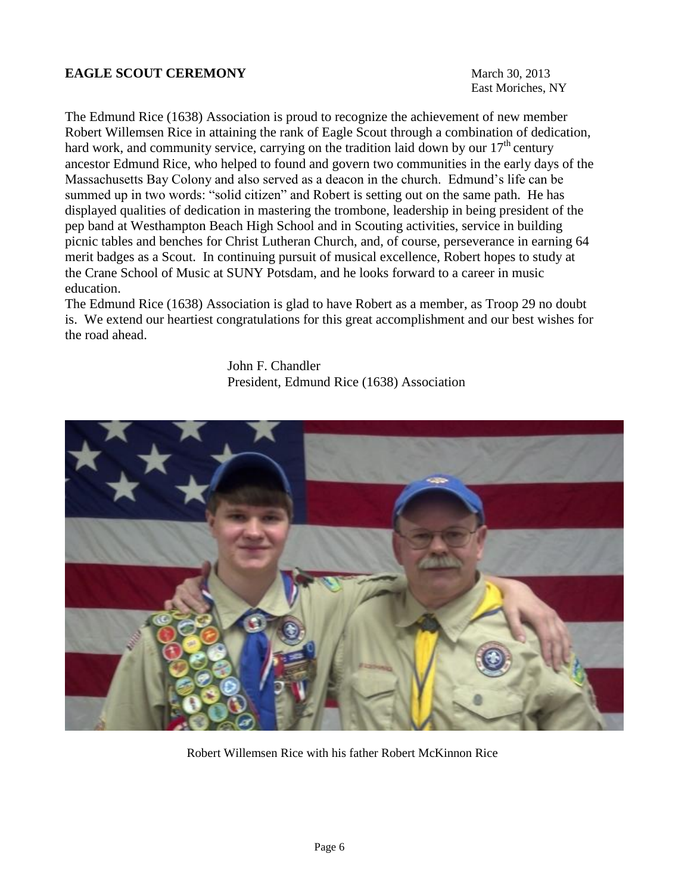**EAGLE SCOUT CEREMONY**

March 30, 2013
East Moriches, NY

The Edmund Rice (1638) Association is proud to recognize the achievement of new member Robert Willemsen Rice in attaining the rank of Eagle Scout through a combination of dedication, hard work, and community service, carrying on the tradition laid down by our 17th century ancestor Edmund Rice, who helped to found and govern two communities in the early days of the Massachusetts Bay Colony and also served as a deacon in the church. Edmund's life can be summed up in two words: "solid citizen" and Robert is setting out on the same path. He has displayed qualities of dedication in mastering the trombone, leadership in being president of the pep band at Westhampton Beach High School and in Scouting activities, service in building picnic tables and benches for Christ Lutheran Church, and, of course, perseverance in earning 64 merit badges as a Scout. In continuing pursuit of musical excellence, Robert hopes to study at the Crane School of Music at SUNY Potsdam, and he looks forward to a career in music education.

The Edmund Rice (1638) Association is glad to have Robert as a member, as Troop 29 no doubt is. We extend our heartiest congratulations for this great accomplishment and our best wishes for the road ahead.

John F. Chandler
President, Edmund Rice (1638) Association

Robert Willemsen Rice with his father Robert McKinnon Rice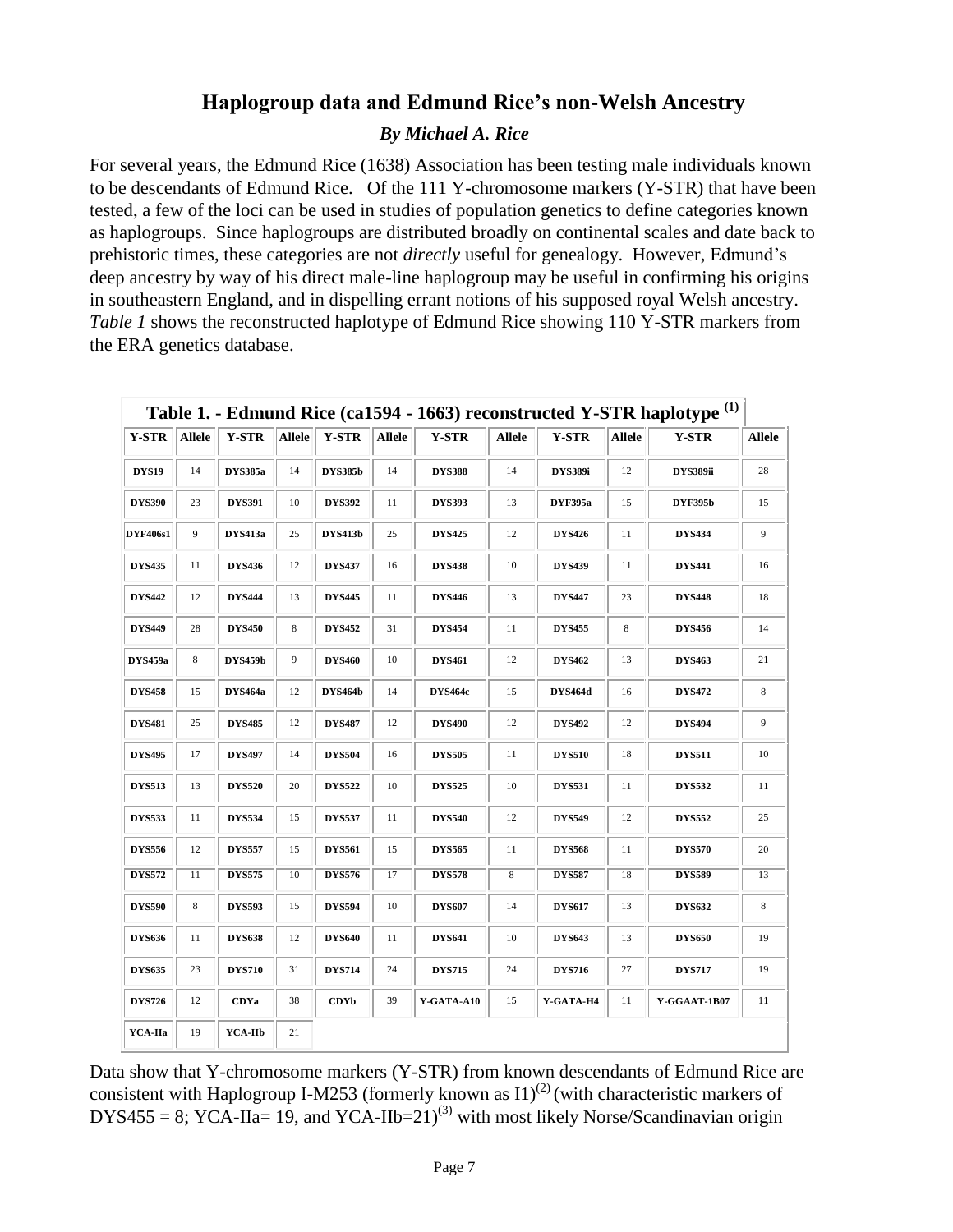## Haplogroup data and Edmund Rice's non-Welsh Ancestry

### *By Michael A. Rice*

For several years, the Edmund Rice (1638) Association has been testing male individuals known to be descendants of Edmund Rice. Of the 111 Y-chromosome markers (Y-STR) that have been tested, a few of the loci can be used in studies of population genetics to define categories known as haplogroups. Since haplogroups are distributed broadly on continental scales and date back to prehistoric times, these categories are not *directly* useful for genealogy. However, Edmund's deep ancestry by way of his direct male-line haplogroup may be useful in confirming his origins in southeastern England, and in dispelling errant notions of his supposed royal Welsh ancestry. *Table 1* shows the reconstructed haplotype of Edmund Rice showing 110 Y-STR markers from the ERA genetics database.

**Table 1. - Edmund Rice (ca1594 - 1663) reconstructed Y-STR haplotype [1]**

| Y-STR | Allele | Y-STR | Allele | Y-STR | Allele | Y-STR | Allele | Y-STR | Allele | Y-STR | Allele |
|---|---|---|---|---|---|---|---|---|---|---|---|
| DYS19 | 14 | DYS385a | 14 | DYS385b | 14 | DYS388 | 14 | DYS389i | 12 | DYS389ii | 28 |
| DYS390 | 23 | DYS391 | 10 | DYS392 | 11 | DYS393 | 13 | DYF395a | 15 | DYF395b | 15 |
| DYF406s1 | 9 | DYS413a | 25 | DYS413b | 25 | DYS425 | 12 | DYS426 | 11 | DYS434 | 9 |
| DYS435 | 11 | DYS436 | 12 | DYS437 | 16 | DYS438 | 10 | DYS439 | 11 | DYS441 | 16 |
| DYS442 | 12 | DYS444 | 13 | DYS445 | 11 | DYS446 | 13 | DYS447 | 23 | DYS448 | 18 |
| DYS449 | 28 | DYS450 | 8 | DYS452 | 31 | DYS454 | 11 | DYS455 | 8 | DYS456 | 14 |
| DYS459a | 8 | DYS459b | 9 | DYS460 | 10 | DYS461 | 12 | DYS462 | 13 | DYS463 | 21 |
| DYS458 | 15 | DYS464a | 12 | DYS464b | 14 | DYS464c | 15 | DYS464d | 16 | DYS472 | 8 |
| DYS481 | 25 | DYS485 | 12 | DYS487 | 12 | DYS490 | 12 | DYS492 | 12 | DYS494 | 9 |
| DYS495 | 17 | DYS497 | 14 | DYS504 | 16 | DYS505 | 11 | DYS510 | 18 | DYS511 | 10 |
| DYS513 | 13 | DYS520 | 20 | DYS522 | 10 | DYS525 | 10 | DYS531 | 11 | DYS532 | 11 |
| DYS533 | 11 | DYS534 | 15 | DYS537 | 11 | DYS540 | 12 | DYS549 | 12 | DYS552 | 25 |
| DYS556 | 12 | DYS557 | 15 | DYS561 | 15 | DYS565 | 11 | DYS568 | 11 | DYS570 | 20 |
| DYS572 | 11 | DYS575 | 10 | DYS576 | 17 | DYS578 | 8 | DYS587 | 18 | DYS589 | 13 |
| DYS590 | 8 | DYS593 | 15 | DYS594 | 10 | DYS607 | 14 | DYS617 | 13 | DYS632 | 8 |
| DYS636 | 11 | DYS638 | 12 | DYS640 | 11 | DYS641 | 10 | DYS643 | 13 | DYS650 | 19 |
| DYS635 | 23 | DYS710 | 31 | DYS714 | 24 | DYS715 | 24 | DYS716 | 27 | DYS717 | 19 |
| DYS726 | 12 | CDYa | 38 | CDYb | 39 | Y-GATA-A10 | 15 | Y-GATA-H4 | 11 | Y-GGAAT-1B07 | 11 |
| YCA-IIa | 19 | YCA-IIb | 21 | | | | | | | | |

Data show that Y-chromosome markers (Y-STR) from known descendants of Edmund Rice are consistent with Haplogroup I-M253 (formerly known as I1)[2] (with characteristic markers of DYS455 = 8; YCA-IIa= 19, and YCA-IIb=21)[3] with most likely Norse/Scandinavian origin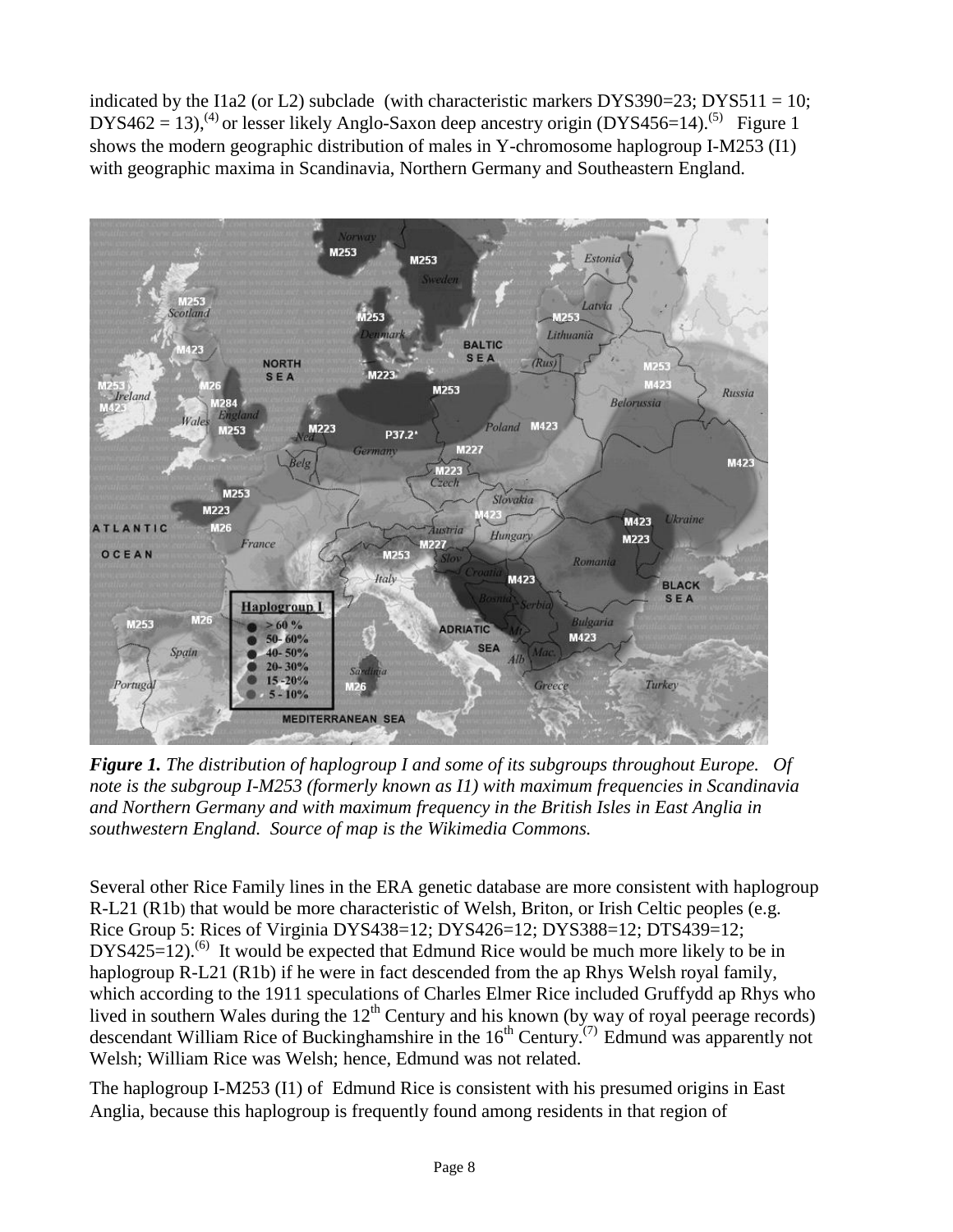indicated by the I1a2 (or L2) subclade (with characteristic markers DYS390=23; DYS511 = 10; DYS462 = 13),[4] or lesser likely Anglo-Saxon deep ancestry origin (DYS456=14).[5] Figure 1 shows the modern geographic distribution of males in Y-chromosome haplogroup I-M253 (I1) with geographic maxima in Scandinavia, Northern Germany and Southeastern England.

***Figure 1.*** *The distribution of haplogroup I and some of its subgroups throughout Europe. Of note is the subgroup I-M253 (formerly known as I1) with maximum frequencies in Scandinavia and Northern Germany and with maximum frequency in the British Isles in East Anglia in southwestern England. Source of map is the Wikimedia Commons.*

Several other Rice Family lines in the ERA genetic database are more consistent with haplogroup R-L21 (R1b) that would be more characteristic of Welsh, Briton, or Irish Celtic peoples (e.g. Rice Group 5: Rices of Virginia DYS438=12; DYS426=12; DYS388=12; DTS439=12; DYS425=12).[6] It would be expected that Edmund Rice would be much more likely to be in haplogroup R-L21 (R1b) if he were in fact descended from the ap Rhys Welsh royal family, which according to the 1911 speculations of Charles Elmer Rice included Gruffydd ap Rhys who lived in southern Wales during the 12th Century and his known (by way of royal peerage records) descendant William Rice of Buckinghamshire in the 16th Century.[7] Edmund was apparently not Welsh; William Rice was Welsh; hence, Edmund was not related.

The haplogroup I-M253 (I1) of Edmund Rice is consistent with his presumed origins in East Anglia, because this haplogroup is frequently found among residents in that region of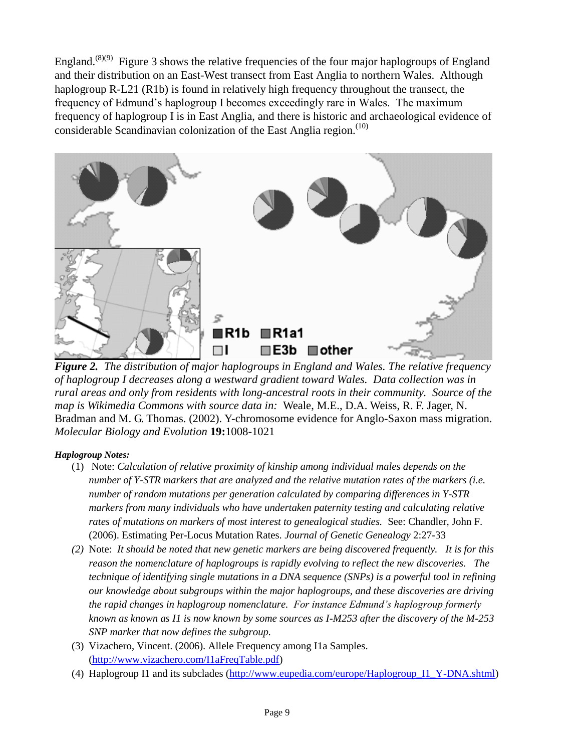England.[8][9] Figure 3 shows the relative frequencies of the four major haplogroups of England and their distribution on an East-West transect from East Anglia to northern Wales. Although haplogroup R-L21 (R1b) is found in relatively high frequency throughout the transect, the frequency of Edmund's haplogroup I becomes exceedingly rare in Wales. The maximum frequency of haplogroup I is in East Anglia, and there is historic and archaeological evidence of considerable Scandinavian colonization of the East Anglia region.[10]

***Figure 2.*** *The distribution of major haplogroups in England and Wales. The relative frequency of haplogroup I decreases along a westward gradient toward Wales. Data collection was in rural areas and only from residents with long-ancestral roots in their community. Source of the map is Wikimedia Commons with source data in:* Weale, M.E., D.A. Weiss, R. F. Jager, N. Bradman and M. G. Thomas. (2002). Y-chromosome evidence for Anglo-Saxon mass migration. *Molecular Biology and Evolution* **19:**1008-1021

***Haplogroup Notes:***

(1) Note: *Calculation of relative proximity of kinship among individual males depends on the number of Y-STR markers that are analyzed and the relative mutation rates of the markers (i.e. number of random mutations per generation calculated by comparing differences in Y-STR markers from many individuals who have undertaken paternity testing and calculating relative rates of mutations on markers of most interest to genealogical studies.* See: Chandler, John F. (2006). Estimating Per-Locus Mutation Rates. *Journal of Genetic Genealogy* 2:27-33

*(2)* Note: *It should be noted that new genetic markers are being discovered frequently. It is for this reason the nomenclature of haplogroups is rapidly evolving to reflect the new discoveries. The technique of identifying single mutations in a DNA sequence (SNPs) is a powerful tool in refining our knowledge about subgroups within the major haplogroups, and these discoveries are driving the rapid changes in haplogroup nomenclature. For instance Edmund's haplogroup formerly known as known as I1 is now known by some sources as I-M253 after the discovery of the M-253 SNP marker that now defines the subgroup.*

(3) Vizachero, Vincent. (2006). Allele Frequency among I1a Samples. (http://www.vizachero.com/I1aFreqTable.pdf)

(4) Haplogroup I1 and its subclades (http://www.eupedia.com/europe/Haplogroup_I1_Y-DNA.shtml)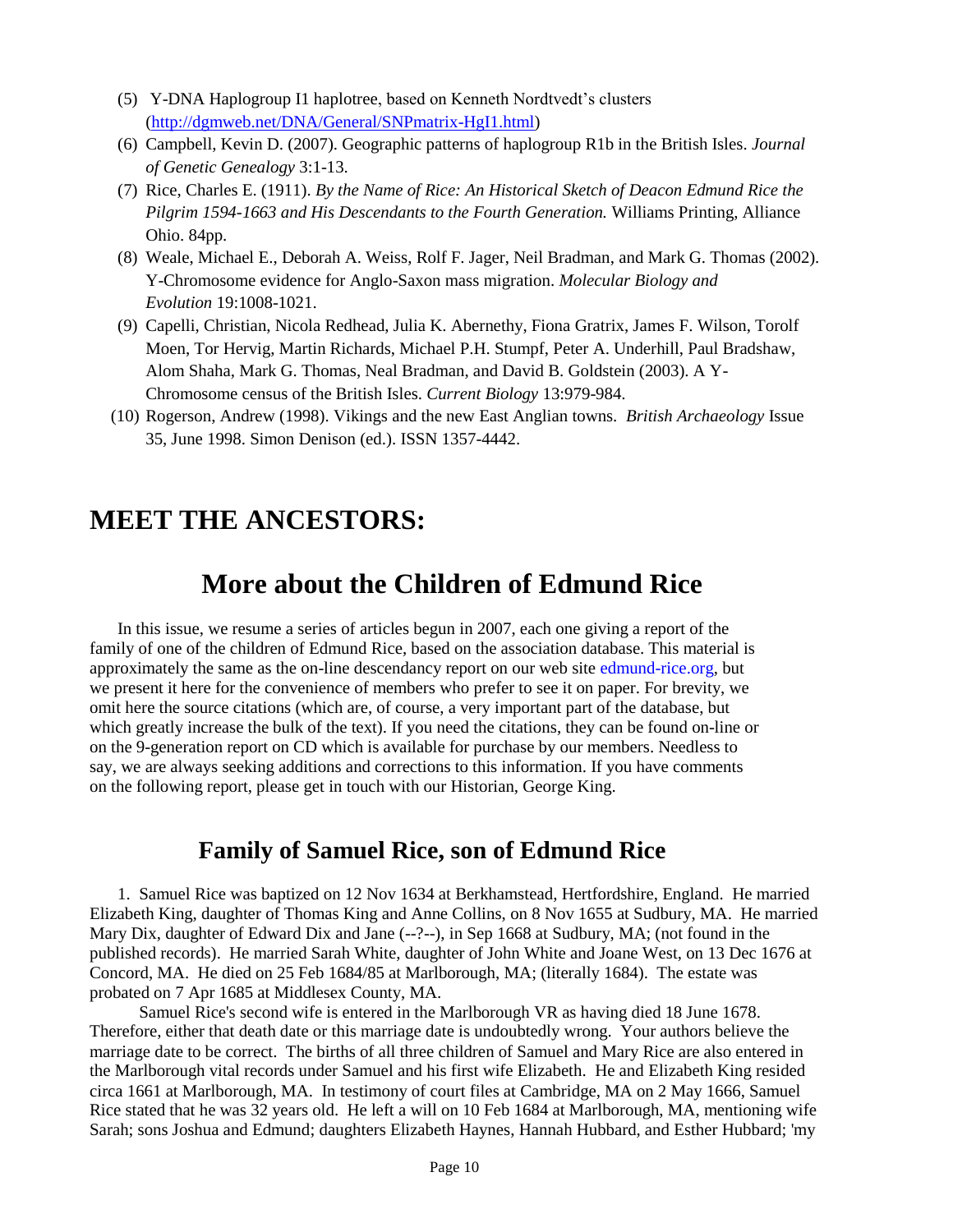(5) Y-DNA Haplogroup I1 haplotree, based on Kenneth Nordtvedt's clusters (http://dgmweb.net/DNA/General/SNPmatrix-HgI1.html)

(6) Campbell, Kevin D. (2007). Geographic patterns of haplogroup R1b in the British Isles. *Journal of Genetic Genealogy* 3:1-13.

(7) Rice, Charles E. (1911). *By the Name of Rice: An Historical Sketch of Deacon Edmund Rice the Pilgrim 1594-1663 and His Descendants to the Fourth Generation.* Williams Printing, Alliance Ohio. 84pp.

(8) Weale, Michael E., Deborah A. Weiss, Rolf F. Jager, Neil Bradman, and Mark G. Thomas (2002). Y-Chromosome evidence for Anglo-Saxon mass migration. *Molecular Biology and Evolution* 19:1008-1021.

(9) Capelli, Christian, Nicola Redhead, Julia K. Abernethy, Fiona Gratrix, James F. Wilson, Torolf Moen, Tor Hervig, Martin Richards, Michael P.H. Stumpf, Peter A. Underhill, Paul Bradshaw, Alom Shaha, Mark G. Thomas, Neal Bradman, and David B. Goldstein (2003). A Y-Chromosome census of the British Isles. *Current Biology* 13:979-984.

(10) Rogerson, Andrew (1998). Vikings and the new East Anglian towns. *British Archaeology* Issue 35, June 1998. Simon Denison (ed.). ISSN 1357-4442.

# MEET THE ANCESTORS:

## More about the Children of Edmund Rice

In this issue, we resume a series of articles begun in 2007, each one giving a report of the family of one of the children of Edmund Rice, based on the association database. This material is approximately the same as the on-line descendancy report on our web site edmund-rice.org, but we present it here for the convenience of members who prefer to see it on paper. For brevity, we omit here the source citations (which are, of course, a very important part of the database, but which greatly increase the bulk of the text). If you need the citations, they can be found on-line or on the 9-generation report on CD which is available for purchase by our members. Needless to say, we are always seeking additions and corrections to this information. If you have comments on the following report, please get in touch with our Historian, George King.

### Family of Samuel Rice, son of Edmund Rice

1. Samuel Rice was baptized on 12 Nov 1634 at Berkhamstead, Hertfordshire, England. He married Elizabeth King, daughter of Thomas King and Anne Collins, on 8 Nov 1655 at Sudbury, MA. He married Mary Dix, daughter of Edward Dix and Jane (--?--), in Sep 1668 at Sudbury, MA; (not found in the published records). He married Sarah White, daughter of John White and Joane West, on 13 Dec 1676 at Concord, MA. He died on 25 Feb 1684/85 at Marlborough, MA; (literally 1684). The estate was probated on 7 Apr 1685 at Middlesex County, MA.

Samuel Rice's second wife is entered in the Marlborough VR as having died 18 June 1678. Therefore, either that death date or this marriage date is undoubtedly wrong. Your authors believe the marriage date to be correct. The births of all three children of Samuel and Mary Rice are also entered in the Marlborough vital records under Samuel and his first wife Elizabeth. He and Elizabeth King resided circa 1661 at Marlborough, MA. In testimony of court files at Cambridge, MA on 2 May 1666, Samuel Rice stated that he was 32 years old. He left a will on 10 Feb 1684 at Marlborough, MA, mentioning wife Sarah; sons Joshua and Edmund; daughters Elizabeth Haynes, Hannah Hubbard, and Esther Hubbard; 'my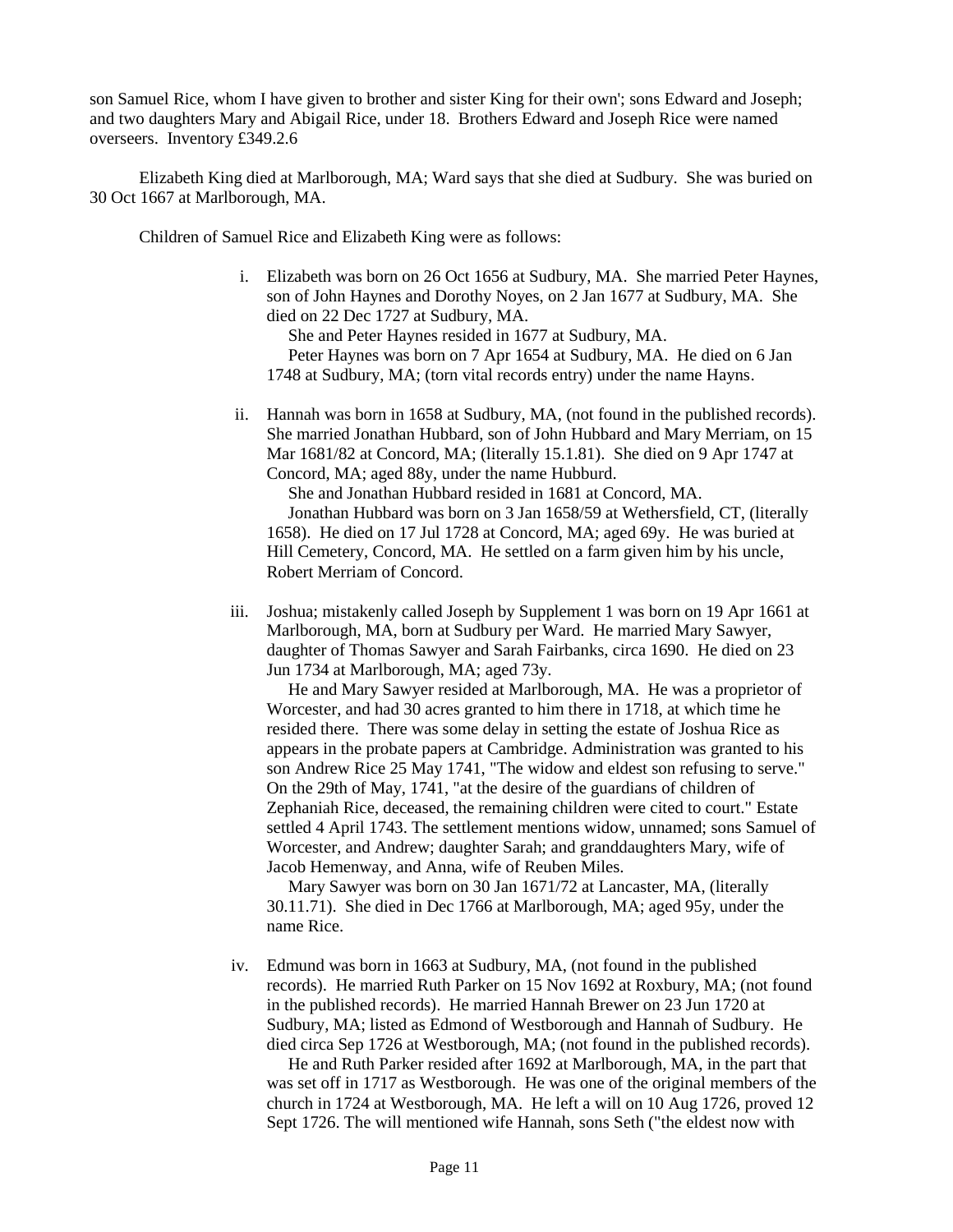son Samuel Rice, whom I have given to brother and sister King for their own'; sons Edward and Joseph; and two daughters Mary and Abigail Rice, under 18. Brothers Edward and Joseph Rice were named overseers. Inventory £349.2.6

Elizabeth King died at Marlborough, MA; Ward says that she died at Sudbury. She was buried on 30 Oct 1667 at Marlborough, MA.

Children of Samuel Rice and Elizabeth King were as follows:

i. Elizabeth was born on 26 Oct 1656 at Sudbury, MA. She married Peter Haynes, son of John Haynes and Dorothy Noyes, on 2 Jan 1677 at Sudbury, MA. She died on 22 Dec 1727 at Sudbury, MA.
   She and Peter Haynes resided in 1677 at Sudbury, MA.
   Peter Haynes was born on 7 Apr 1654 at Sudbury, MA. He died on 6 Jan 1748 at Sudbury, MA; (torn vital records entry) under the name Hayns.

ii. Hannah was born in 1658 at Sudbury, MA, (not found in the published records). She married Jonathan Hubbard, son of John Hubbard and Mary Merriam, on 15 Mar 1681/82 at Concord, MA; (literally 15.1.81). She died on 9 Apr 1747 at Concord, MA; aged 88y, under the name Hubburd.
   She and Jonathan Hubbard resided in 1681 at Concord, MA.
   Jonathan Hubbard was born on 3 Jan 1658/59 at Wethersfield, CT, (literally 1658). He died on 17 Jul 1728 at Concord, MA; aged 69y. He was buried at Hill Cemetery, Concord, MA. He settled on a farm given him by his uncle, Robert Merriam of Concord.

iii. Joshua; mistakenly called Joseph by Supplement 1 was born on 19 Apr 1661 at Marlborough, MA, born at Sudbury per Ward. He married Mary Sawyer, daughter of Thomas Sawyer and Sarah Fairbanks, circa 1690. He died on 23 Jun 1734 at Marlborough, MA; aged 73y.
   He and Mary Sawyer resided at Marlborough, MA. He was a proprietor of Worcester, and had 30 acres granted to him there in 1718, at which time he resided there. There was some delay in setting the estate of Joshua Rice as appears in the probate papers at Cambridge. Administration was granted to his son Andrew Rice 25 May 1741, "The widow and eldest son refusing to serve." On the 29th of May, 1741, "at the desire of the guardians of children of Zephaniah Rice, deceased, the remaining children were cited to court." Estate settled 4 April 1743. The settlement mentions widow, unnamed; sons Samuel of Worcester, and Andrew; daughter Sarah; and granddaughters Mary, wife of Jacob Hemenway, and Anna, wife of Reuben Miles.
   Mary Sawyer was born on 30 Jan 1671/72 at Lancaster, MA, (literally 30.11.71). She died in Dec 1766 at Marlborough, MA; aged 95y, under the name Rice.

iv. Edmund was born in 1663 at Sudbury, MA, (not found in the published records). He married Ruth Parker on 15 Nov 1692 at Roxbury, MA; (not found in the published records). He married Hannah Brewer on 23 Jun 1720 at Sudbury, MA; listed as Edmond of Westborough and Hannah of Sudbury. He died circa Sep 1726 at Westborough, MA; (not found in the published records).
   He and Ruth Parker resided after 1692 at Marlborough, MA, in the part that was set off in 1717 as Westborough. He was one of the original members of the church in 1724 at Westborough, MA. He left a will on 10 Aug 1726, proved 12 Sept 1726. The will mentioned wife Hannah, sons Seth ("the eldest now with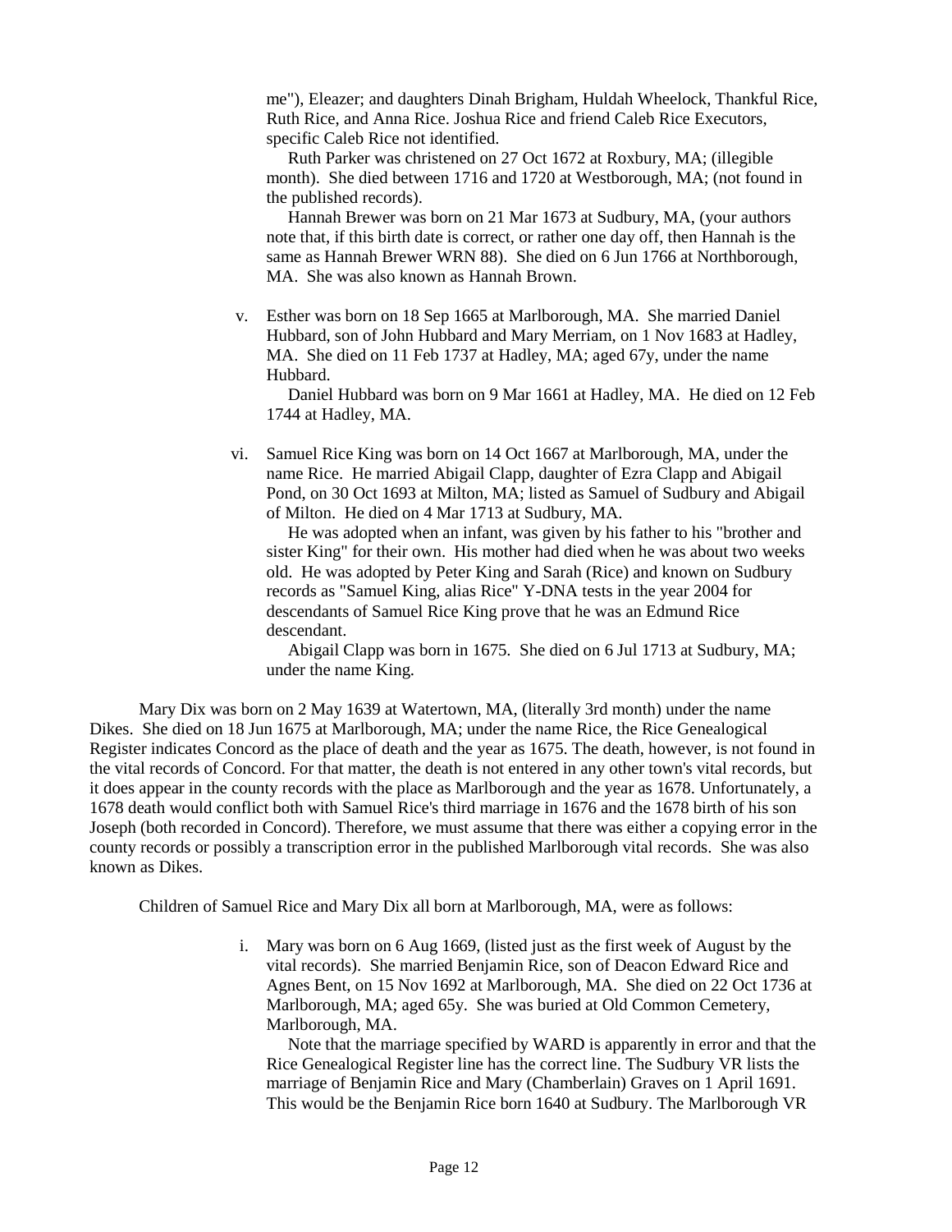me"), Eleazer; and daughters Dinah Brigham, Huldah Wheelock, Thankful Rice, Ruth Rice, and Anna Rice. Joshua Rice and friend Caleb Rice Executors, specific Caleb Rice not identified.

Ruth Parker was christened on 27 Oct 1672 at Roxbury, MA; (illegible month). She died between 1716 and 1720 at Westborough, MA; (not found in the published records).

Hannah Brewer was born on 21 Mar 1673 at Sudbury, MA, (your authors note that, if this birth date is correct, or rather one day off, then Hannah is the same as Hannah Brewer WRN 88). She died on 6 Jun 1766 at Northborough, MA. She was also known as Hannah Brown.

v. Esther was born on 18 Sep 1665 at Marlborough, MA. She married Daniel Hubbard, son of John Hubbard and Mary Merriam, on 1 Nov 1683 at Hadley, MA. She died on 11 Feb 1737 at Hadley, MA; aged 67y, under the name Hubbard.

Daniel Hubbard was born on 9 Mar 1661 at Hadley, MA. He died on 12 Feb 1744 at Hadley, MA.

vi. Samuel Rice King was born on 14 Oct 1667 at Marlborough, MA, under the name Rice. He married Abigail Clapp, daughter of Ezra Clapp and Abigail Pond, on 30 Oct 1693 at Milton, MA; listed as Samuel of Sudbury and Abigail of Milton. He died on 4 Mar 1713 at Sudbury, MA.

He was adopted when an infant, was given by his father to his "brother and sister King" for their own. His mother had died when he was about two weeks old. He was adopted by Peter King and Sarah (Rice) and known on Sudbury records as "Samuel King, alias Rice" Y-DNA tests in the year 2004 for descendants of Samuel Rice King prove that he was an Edmund Rice descendant.

Abigail Clapp was born in 1675. She died on 6 Jul 1713 at Sudbury, MA; under the name King.

Mary Dix was born on 2 May 1639 at Watertown, MA, (literally 3rd month) under the name Dikes. She died on 18 Jun 1675 at Marlborough, MA; under the name Rice, the Rice Genealogical Register indicates Concord as the place of death and the year as 1675. The death, however, is not found in the vital records of Concord. For that matter, the death is not entered in any other town's vital records, but it does appear in the county records with the place as Marlborough and the year as 1678. Unfortunately, a 1678 death would conflict both with Samuel Rice's third marriage in 1676 and the 1678 birth of his son Joseph (both recorded in Concord). Therefore, we must assume that there was either a copying error in the county records or possibly a transcription error in the published Marlborough vital records. She was also known as Dikes.

Children of Samuel Rice and Mary Dix all born at Marlborough, MA, were as follows:

i. Mary was born on 6 Aug 1669, (listed just as the first week of August by the vital records). She married Benjamin Rice, son of Deacon Edward Rice and Agnes Bent, on 15 Nov 1692 at Marlborough, MA. She died on 22 Oct 1736 at Marlborough, MA; aged 65y. She was buried at Old Common Cemetery, Marlborough, MA.

Note that the marriage specified by WARD is apparently in error and that the Rice Genealogical Register line has the correct line. The Sudbury VR lists the marriage of Benjamin Rice and Mary (Chamberlain) Graves on 1 April 1691. This would be the Benjamin Rice born 1640 at Sudbury. The Marlborough VR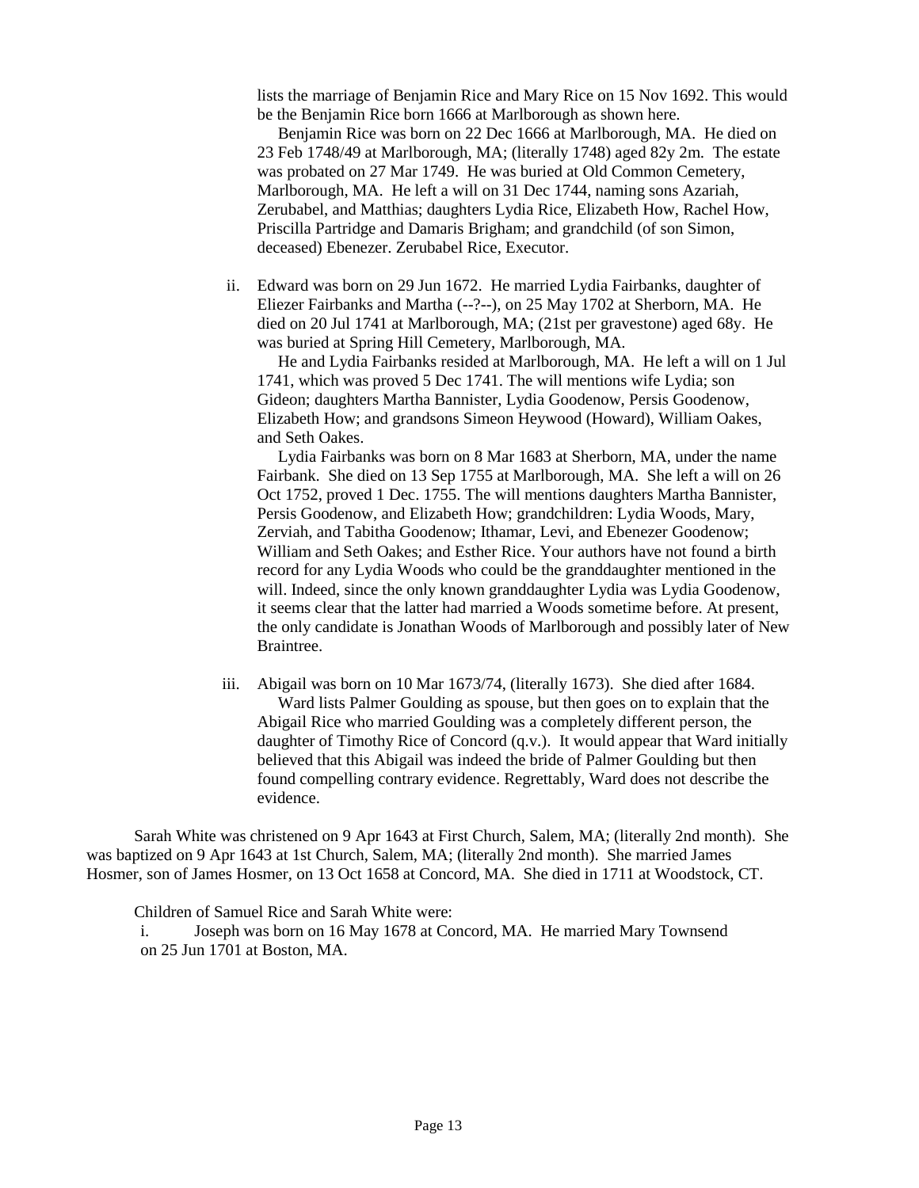lists the marriage of Benjamin Rice and Mary Rice on 15 Nov 1692. This would be the Benjamin Rice born 1666 at Marlborough as shown here.

Benjamin Rice was born on 22 Dec 1666 at Marlborough, MA. He died on 23 Feb 1748/49 at Marlborough, MA; (literally 1748) aged 82y 2m. The estate was probated on 27 Mar 1749. He was buried at Old Common Cemetery, Marlborough, MA. He left a will on 31 Dec 1744, naming sons Azariah, Zerubabel, and Matthias; daughters Lydia Rice, Elizabeth How, Rachel How, Priscilla Partridge and Damaris Brigham; and grandchild (of son Simon, deceased) Ebenezer. Zerubabel Rice, Executor.

ii. Edward was born on 29 Jun 1672. He married Lydia Fairbanks, daughter of Eliezer Fairbanks and Martha (--?--), on 25 May 1702 at Sherborn, MA. He died on 20 Jul 1741 at Marlborough, MA; (21st per gravestone) aged 68y. He was buried at Spring Hill Cemetery, Marlborough, MA.

He and Lydia Fairbanks resided at Marlborough, MA. He left a will on 1 Jul 1741, which was proved 5 Dec 1741. The will mentions wife Lydia; son Gideon; daughters Martha Bannister, Lydia Goodenow, Persis Goodenow, Elizabeth How; and grandsons Simeon Heywood (Howard), William Oakes, and Seth Oakes.

Lydia Fairbanks was born on 8 Mar 1683 at Sherborn, MA, under the name Fairbank. She died on 13 Sep 1755 at Marlborough, MA. She left a will on 26 Oct 1752, proved 1 Dec. 1755. The will mentions daughters Martha Bannister, Persis Goodenow, and Elizabeth How; grandchildren: Lydia Woods, Mary, Zerviah, and Tabitha Goodenow; Ithamar, Levi, and Ebenezer Goodenow; William and Seth Oakes; and Esther Rice. Your authors have not found a birth record for any Lydia Woods who could be the granddaughter mentioned in the will. Indeed, since the only known granddaughter Lydia was Lydia Goodenow, it seems clear that the latter had married a Woods sometime before. At present, the only candidate is Jonathan Woods of Marlborough and possibly later of New Braintree.

iii. Abigail was born on 10 Mar 1673/74, (literally 1673). She died after 1684.

Ward lists Palmer Goulding as spouse, but then goes on to explain that the Abigail Rice who married Goulding was a completely different person, the daughter of Timothy Rice of Concord (q.v.). It would appear that Ward initially believed that this Abigail was indeed the bride of Palmer Goulding but then found compelling contrary evidence. Regrettably, Ward does not describe the evidence.

Sarah White was christened on 9 Apr 1643 at First Church, Salem, MA; (literally 2nd month). She was baptized on 9 Apr 1643 at 1st Church, Salem, MA; (literally 2nd month). She married James Hosmer, son of James Hosmer, on 13 Oct 1658 at Concord, MA. She died in 1711 at Woodstock, CT.

Children of Samuel Rice and Sarah White were:

i. Joseph was born on 16 May 1678 at Concord, MA. He married Mary Townsend on 25 Jun 1701 at Boston, MA.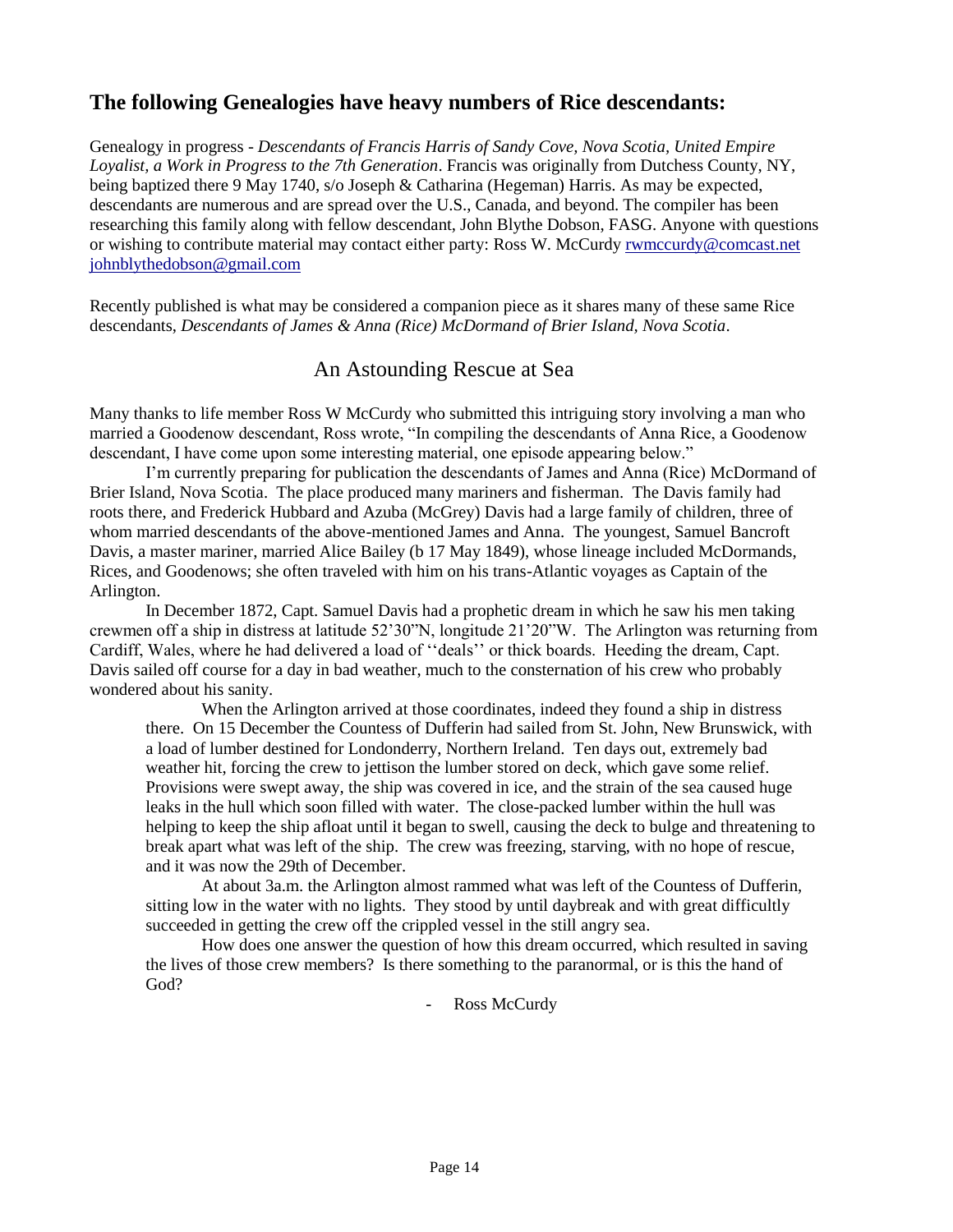## The following Genealogies have heavy numbers of Rice descendants:

Genealogy in progress - *Descendants of Francis Harris of Sandy Cove, Nova Scotia, United Empire Loyalist, a Work in Progress to the 7th Generation*. Francis was originally from Dutchess County, NY, being baptized there 9 May 1740, s/o Joseph & Catharina (Hegeman) Harris. As may be expected, descendants are numerous and are spread over the U.S., Canada, and beyond. The compiler has been researching this family along with fellow descendant, John Blythe Dobson, FASG. Anyone with questions or wishing to contribute material may contact either party: Ross W. McCurdy rwmccurdy@comcast.net johnblythedobson@gmail.com

Recently published is what may be considered a companion piece as it shares many of these same Rice descendants, *Descendants of James & Anna (Rice) McDormand of Brier Island, Nova Scotia*.

### An Astounding Rescue at Sea

Many thanks to life member Ross W McCurdy who submitted this intriguing story involving a man who married a Goodenow descendant, Ross wrote, "In compiling the descendants of Anna Rice, a Goodenow descendant, I have come upon some interesting material, one episode appearing below."

I'm currently preparing for publication the descendants of James and Anna (Rice) McDormand of Brier Island, Nova Scotia. The place produced many mariners and fisherman. The Davis family had roots there, and Frederick Hubbard and Azuba (McGrey) Davis had a large family of children, three of whom married descendants of the above-mentioned James and Anna. The youngest, Samuel Bancroft Davis, a master mariner, married Alice Bailey (b 17 May 1849), whose lineage included McDormands, Rices, and Goodenows; she often traveled with him on his trans-Atlantic voyages as Captain of the Arlington.

In December 1872, Capt. Samuel Davis had a prophetic dream in which he saw his men taking crewmen off a ship in distress at latitude 52'30"N, longitude 21'20"W. The Arlington was returning from Cardiff, Wales, where he had delivered a load of ''deals'' or thick boards. Heeding the dream, Capt. Davis sailed off course for a day in bad weather, much to the consternation of his crew who probably wondered about his sanity.

> When the Arlington arrived at those coordinates, indeed they found a ship in distress there. On 15 December the Countess of Dufferin had sailed from St. John, New Brunswick, with a load of lumber destined for Londonderry, Northern Ireland. Ten days out, extremely bad weather hit, forcing the crew to jettison the lumber stored on deck, which gave some relief. Provisions were swept away, the ship was covered in ice, and the strain of the sea caused huge leaks in the hull which soon filled with water. The close-packed lumber within the hull was helping to keep the ship afloat until it began to swell, causing the deck to bulge and threatening to break apart what was left of the ship. The crew was freezing, starving, with no hope of rescue, and it was now the 29th of December.
>
> At about 3a.m. the Arlington almost rammed what was left of the Countess of Dufferin, sitting low in the water with no lights. They stood by until daybreak and with great difficultly succeeded in getting the crew off the crippled vessel in the still angry sea.
>
> How does one answer the question of how this dream occurred, which resulted in saving the lives of those crew members? Is there something to the paranormal, or is this the hand of God?

- Ross McCurdy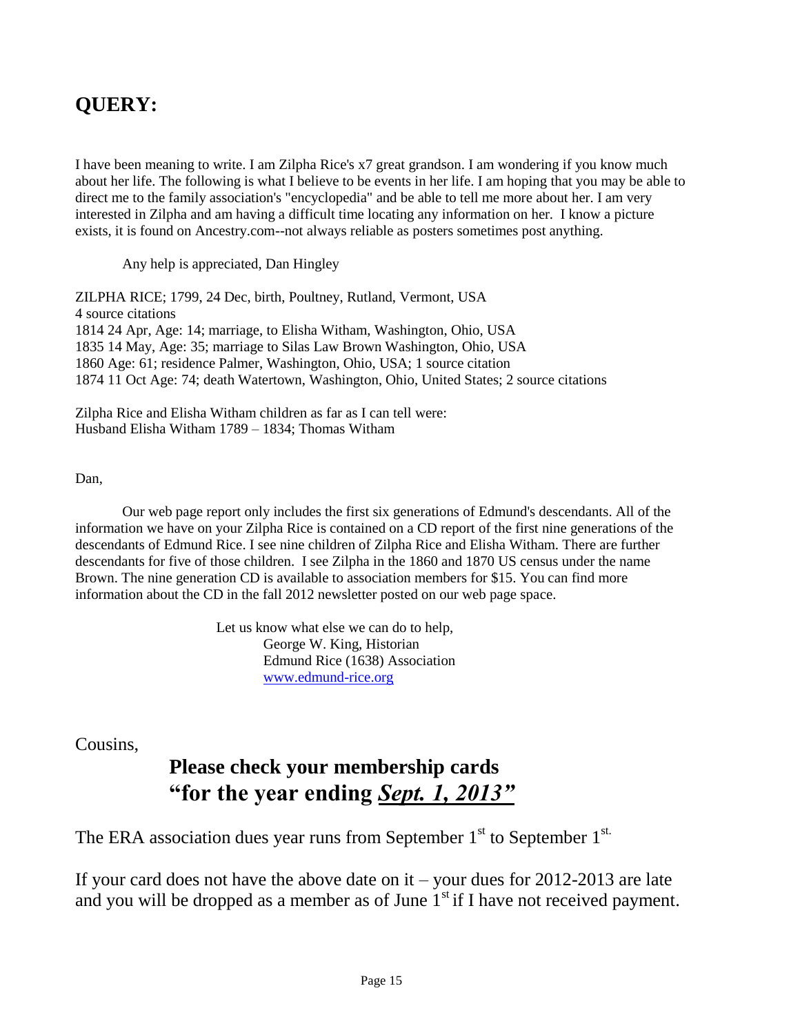## QUERY:

I have been meaning to write. I am Zilpha Rice's x7 great grandson. I am wondering if you know much about her life. The following is what I believe to be events in her life. I am hoping that you may be able to direct me to the family association's "encyclopedia" and be able to tell me more about her. I am very interested in Zilpha and am having a difficult time locating any information on her. I know a picture exists, it is found on Ancestry.com--not always reliable as posters sometimes post anything.

Any help is appreciated, Dan Hingley

ZILPHA RICE; 1799, 24 Dec, birth, Poultney, Rutland, Vermont, USA
4 source citations
1814 24 Apr, Age: 14; marriage, to Elisha Witham, Washington, Ohio, USA
1835 14 May, Age: 35; marriage to Silas Law Brown Washington, Ohio, USA
1860 Age: 61; residence Palmer, Washington, Ohio, USA; 1 source citation
1874 11 Oct Age: 74; death Watertown, Washington, Ohio, United States; 2 source citations

Zilpha Rice and Elisha Witham children as far as I can tell were:
Husband Elisha Witham 1789 – 1834; Thomas Witham

Dan,

Our web page report only includes the first six generations of Edmund's descendants. All of the information we have on your Zilpha Rice is contained on a CD report of the first nine generations of the descendants of Edmund Rice. I see nine children of Zilpha Rice and Elisha Witham. There are further descendants for five of those children. I see Zilpha in the 1860 and 1870 US census under the name Brown. The nine generation CD is available to association members for $15. You can find more information about the CD in the fall 2012 newsletter posted on our web page space.

Let us know what else we can do to help,
George W. King, Historian
Edmund Rice (1638) Association
www.edmund-rice.org

Cousins,

### Please check your membership cards "for the year ending ***Sept. 1, 2013***"

The ERA association dues year runs from September 1st to September 1st.

If your card does not have the above date on it – your dues for 2012-2013 are late and you will be dropped as a member as of June 1st if I have not received payment.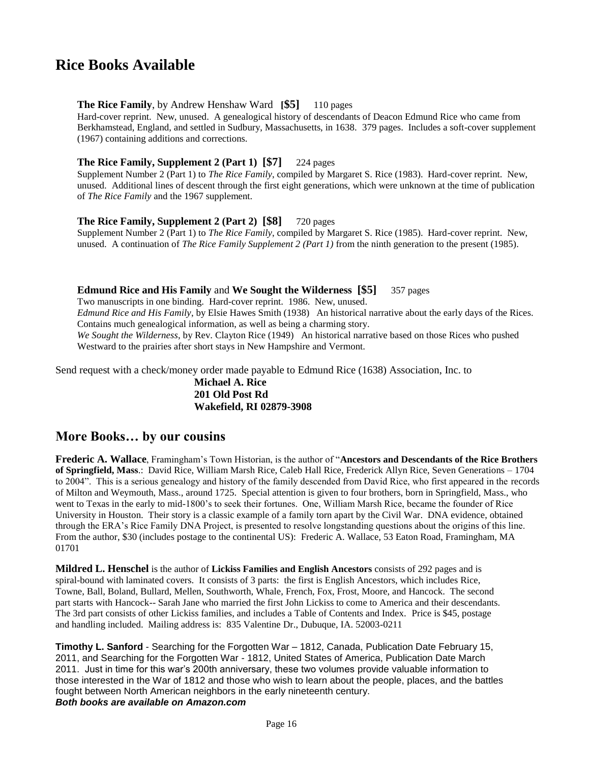# Rice Books Available

**The Rice Family**, by Andrew Henshaw Ward **[$5]** 110 pages

Hard-cover reprint. New, unused. A genealogical history of descendants of Deacon Edmund Rice who came from Berkhamstead, England, and settled in Sudbury, Massachusetts, in 1638. 379 pages. Includes a soft-cover supplement (1967) containing additions and corrections.

**The Rice Family, Supplement 2 (Part 1) [$7]** 224 pages

Supplement Number 2 (Part 1) to *The Rice Family*, compiled by Margaret S. Rice (1983). Hard-cover reprint. New, unused. Additional lines of descent through the first eight generations, which were unknown at the time of publication of *The Rice Family* and the 1967 supplement.

**The Rice Family, Supplement 2 (Part 2) [$8]** 720 pages

Supplement Number 2 (Part 1) to *The Rice Family*, compiled by Margaret S. Rice (1985). Hard-cover reprint. New, unused. A continuation of *The Rice Family Supplement 2 (Part 1)* from the ninth generation to the present (1985).

**Edmund Rice and His Family** and **We Sought the Wilderness [$5]** 357 pages

Two manuscripts in one binding. Hard-cover reprint. 1986. New, unused.

*Edmund Rice and His Family*, by Elsie Hawes Smith (1938) An historical narrative about the early days of the Rices. Contains much genealogical information, as well as being a charming story.

*We Sought the Wilderness*, by Rev. Clayton Rice (1949) An historical narrative based on those Rices who pushed Westward to the prairies after short stays in New Hampshire and Vermont.

Send request with a check/money order made payable to Edmund Rice (1638) Association, Inc. to

**Michael A. Rice**
**201 Old Post Rd**
**Wakefield, RI 02879-3908**

## More Books… by our cousins

**Frederic A. Wallace**, Framingham's Town Historian, is the author of "**Ancestors and Descendants of the Rice Brothers of Springfield, Mass**.: David Rice, William Marsh Rice, Caleb Hall Rice, Frederick Allyn Rice, Seven Generations – 1704 to 2004". This is a serious genealogy and history of the family descended from David Rice, who first appeared in the records of Milton and Weymouth, Mass., around 1725. Special attention is given to four brothers, born in Springfield, Mass., who went to Texas in the early to mid-1800's to seek their fortunes. One, William Marsh Rice, became the founder of Rice University in Houston. Their story is a classic example of a family torn apart by the Civil War. DNA evidence, obtained through the ERA's Rice Family DNA Project, is presented to resolve longstanding questions about the origins of this line. From the author, $30 (includes postage to the continental US): Frederic A. Wallace, 53 Eaton Road, Framingham, MA 01701

**Mildred L. Henschel** is the author of **Lickiss Families and English Ancestors** consists of 292 pages and is spiral-bound with laminated covers. It consists of 3 parts: the first is English Ancestors, which includes Rice, Towne, Ball, Boland, Bullard, Mellen, Southworth, Whale, French, Fox, Frost, Moore, and Hancock. The second part starts with Hancock-- Sarah Jane who married the first John Lickiss to come to America and their descendants. The 3rd part consists of other Lickiss families, and includes a Table of Contents and Index. Price is $45, postage and handling included. Mailing address is: 835 Valentine Dr., Dubuque, IA. 52003-0211

**Timothy L. Sanford** - Searching for the Forgotten War – 1812, Canada, Publication Date February 15, 2011, and Searching for the Forgotten War - 1812, United States of America, Publication Date March 2011. Just in time for this war's 200th anniversary, these two volumes provide valuable information to those interested in the War of 1812 and those who wish to learn about the people, places, and the battles fought between North American neighbors in the early nineteenth century.

***Both books are available on Amazon.com***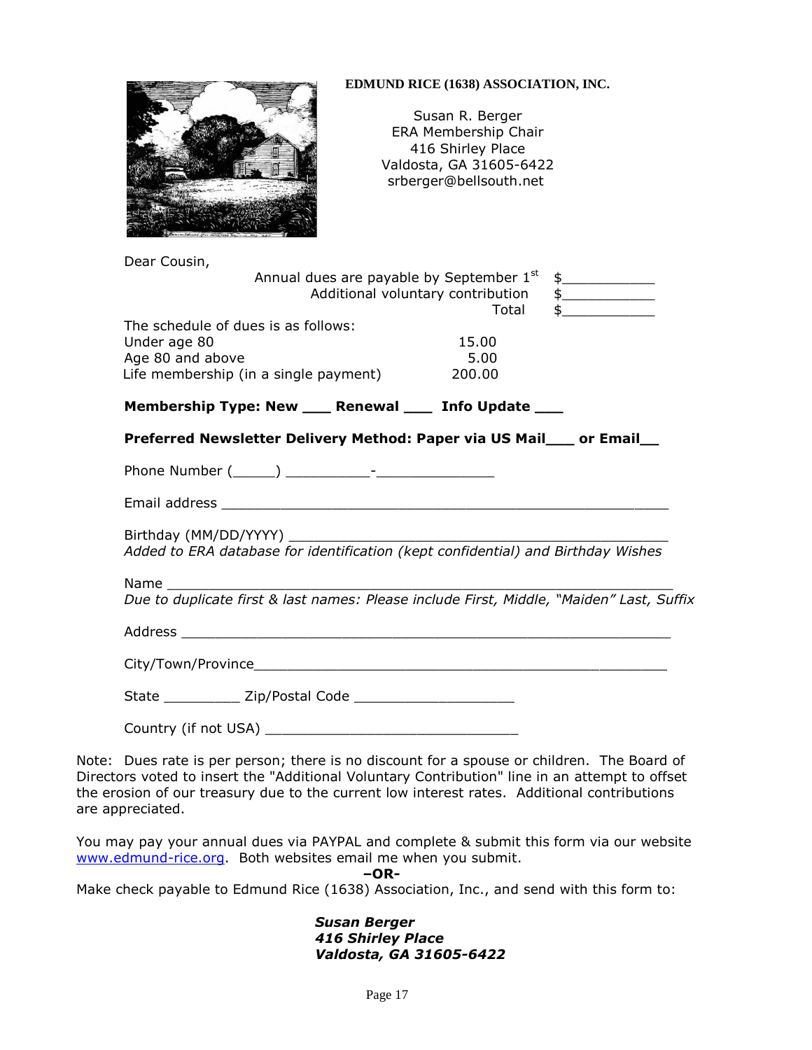**EDMUND RICE (1638) ASSOCIATION, INC.**

Susan R. Berger
ERA Membership Chair
416 Shirley Place
Valdosta, GA 31605-6422
srberger@bellsouth.net

Dear Cousin,

| | |
|---|---|
| Annual dues are payable by September 1st | $___________ |
| Additional voluntary contribution | $___________ |
| Total | $___________ |

The schedule of dues is as follows:

| | |
|---|---|
| Under age 80 | 15.00 |
| Age 80 and above | 5.00 |
| Life membership (in a single payment) | 200.00 |

**Membership Type: New ___ Renewal ___ Info Update ___**

**Preferred Newsletter Delivery Method: Paper via US Mail___ or Email__**

Phone Number (_____) __________-______________

Email address ________________________________________________________

Birthday (MM/DD/YYYY) ________________________________________________
*Added to ERA database for identification (kept confidential) and Birthday Wishes*

Name ______________________________________________________________
*Due to duplicate first & last names: Please include First, Middle, "Maiden" Last, Suffix*

Address ____________________________________________________________

City/Town/Province___________________________________________________

State _________ Zip/Postal Code ___________________

Country (if not USA) ______________________________

Note: Dues rate is per person; there is no discount for a spouse or children. The Board of Directors voted to insert the "Additional Voluntary Contribution" line in an attempt to offset the erosion of our treasury due to the current low interest rates. Additional contributions are appreciated.

You may pay your annual dues via PAYPAL and complete & submit this form via our website www.edmund-rice.org. Both websites email me when you submit.

**–OR-**

Make check payable to Edmund Rice (1638) Association, Inc., and send with this form to:

***Susan Berger***
***416 Shirley Place***
***Valdosta, GA 31605-6422***